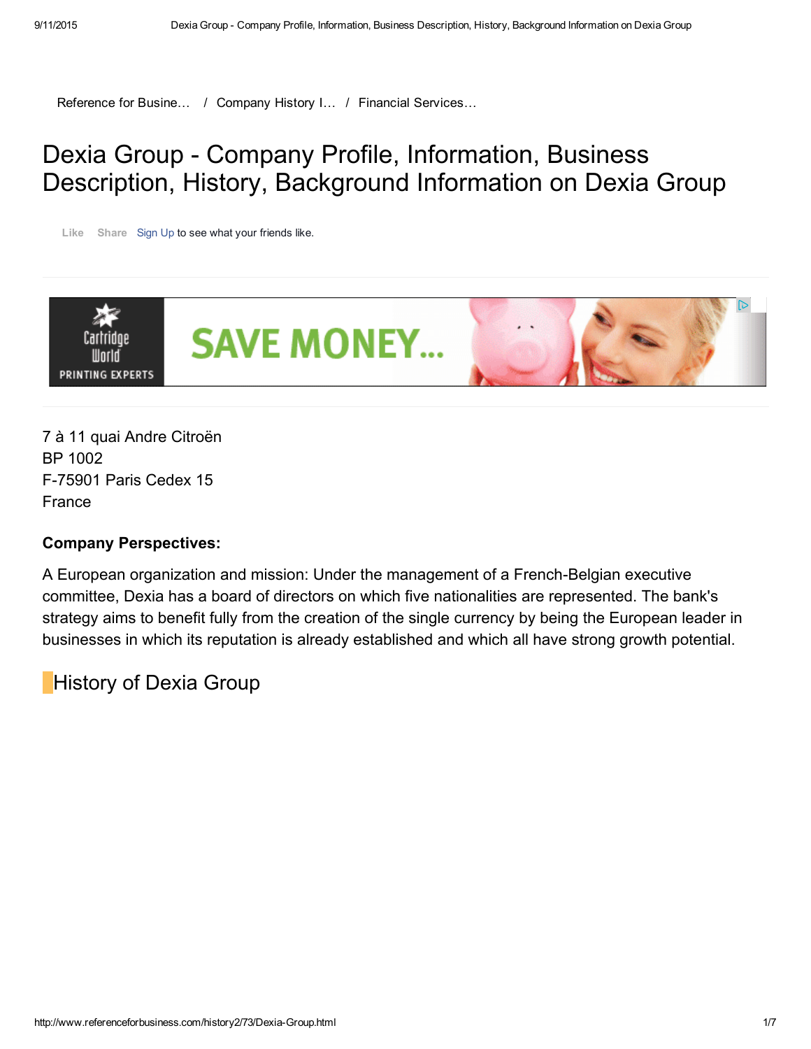Reference for Busine... / Company History I... / Financial Services...

# Dexia Group - Company Profile, Information, Business Description, History, Background Information on Dexia Group

7 à 11 quai Andre Citroën
BP 1002
F-75901 Paris Cedex 15
France

**Company Perspectives:**

A European organization and mission: Under the management of a French-Belgian executive committee, Dexia has a board of directors on which five nationalities are represented. The bank's strategy aims to benefit fully from the creation of the single currency by being the European leader in businesses in which its reputation is already established and which all have strong growth potential.

## History of Dexia Group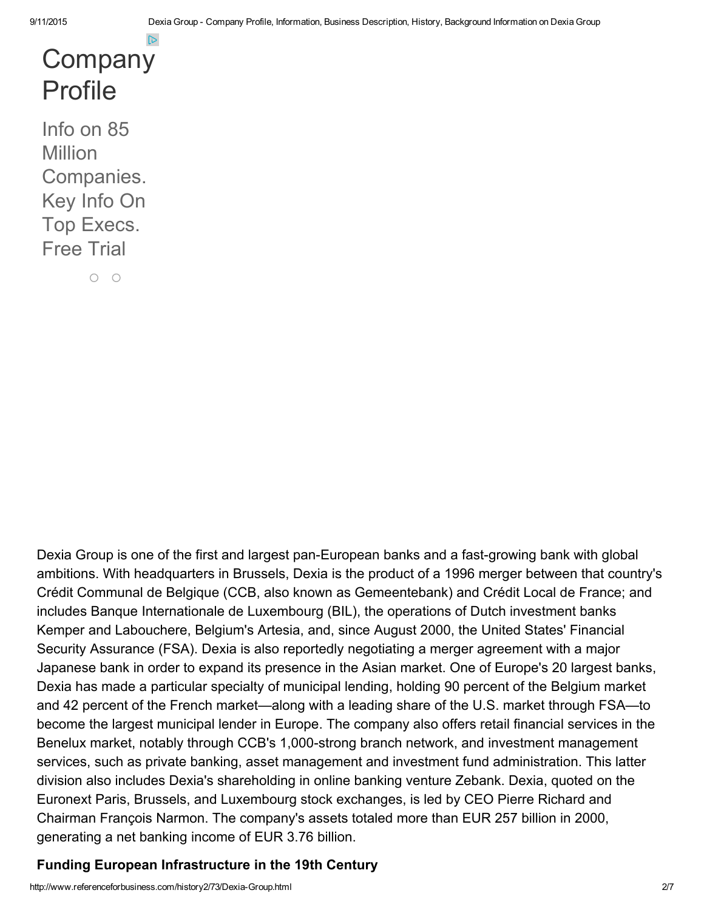Dexia Group is one of the first and largest pan-European banks and a fast-growing bank with global ambitions. With headquarters in Brussels, Dexia is the product of a 1996 merger between that country's Crédit Communal de Belgique (CCB, also known as Gemeentebank) and Crédit Local de France; and includes Banque Internationale de Luxembourg (BIL), the operations of Dutch investment banks Kemper and Labouchere, Belgium's Artesia, and, since August 2000, the United States' Financial Security Assurance (FSA). Dexia is also reportedly negotiating a merger agreement with a major Japanese bank in order to expand its presence in the Asian market. One of Europe's 20 largest banks, Dexia has made a particular specialty of municipal lending, holding 90 percent of the Belgium market and 42 percent of the French market—along with a leading share of the U.S. market through FSA—to become the largest municipal lender in Europe. The company also offers retail financial services in the Benelux market, notably through CCB's 1,000-strong branch network, and investment management services, such as private banking, asset management and investment fund administration. This latter division also includes Dexia's shareholding in online banking venture Zebank. Dexia, quoted on the Euronext Paris, Brussels, and Luxembourg stock exchanges, is led by CEO Pierre Richard and Chairman François Narmon. The company's assets totaled more than EUR 257 billion in 2000, generating a net banking income of EUR 3.76 billion.

### Funding European Infrastructure in the 19th Century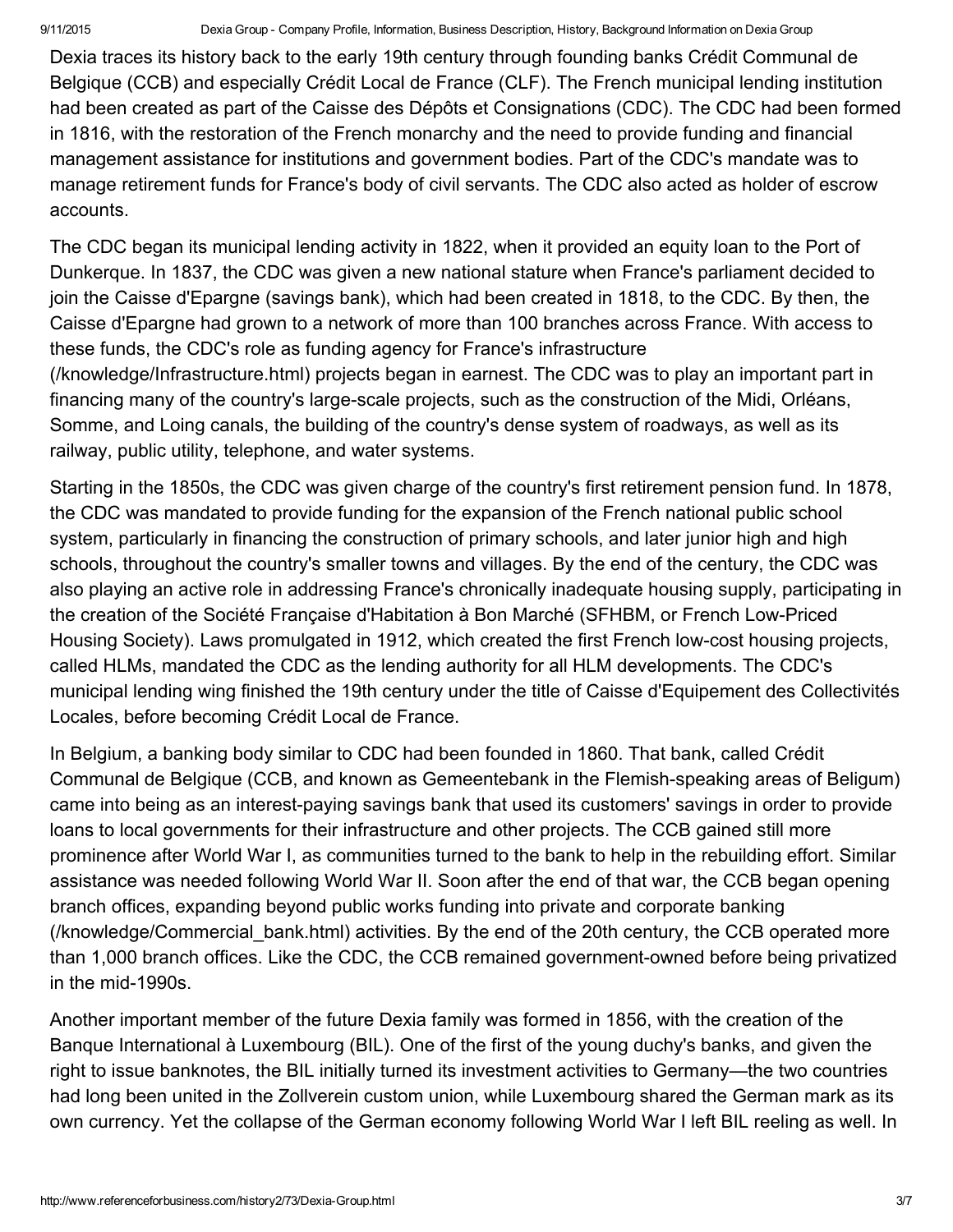Dexia traces its history back to the early 19th century through founding banks Crédit Communal de Belgique (CCB) and especially Crédit Local de France (CLF). The French municipal lending institution had been created as part of the Caisse des Dépôts et Consignations (CDC). The CDC had been formed in 1816, with the restoration of the French monarchy and the need to provide funding and financial management assistance for institutions and government bodies. Part of the CDC's mandate was to manage retirement funds for France's body of civil servants. The CDC also acted as holder of escrow accounts.

The CDC began its municipal lending activity in 1822, when it provided an equity loan to the Port of Dunkerque. In 1837, the CDC was given a new national stature when France's parliament decided to join the Caisse d'Epargne (savings bank), which had been created in 1818, to the CDC. By then, the Caisse d'Epargne had grown to a network of more than 100 branches across France. With access to these funds, the CDC's role as funding agency for France's infrastructure (/knowledge/Infrastructure.html) projects began in earnest. The CDC was to play an important part in financing many of the country's large-scale projects, such as the construction of the Midi, Orléans, Somme, and Loing canals, the building of the country's dense system of roadways, as well as its railway, public utility, telephone, and water systems.

Starting in the 1850s, the CDC was given charge of the country's first retirement pension fund. In 1878, the CDC was mandated to provide funding for the expansion of the French national public school system, particularly in financing the construction of primary schools, and later junior high and high schools, throughout the country's smaller towns and villages. By the end of the century, the CDC was also playing an active role in addressing France's chronically inadequate housing supply, participating in the creation of the Société Française d'Habitation à Bon Marché (SFHBM, or French Low-Priced Housing Society). Laws promulgated in 1912, which created the first French low-cost housing projects, called HLMs, mandated the CDC as the lending authority for all HLM developments. The CDC's municipal lending wing finished the 19th century under the title of Caisse d'Equipement des Collectivités Locales, before becoming Crédit Local de France.

In Belgium, a banking body similar to CDC had been founded in 1860. That bank, called Crédit Communal de Belgique (CCB, and known as Gemeentebank in the Flemish-speaking areas of Beligum) came into being as an interest-paying savings bank that used its customers' savings in order to provide loans to local governments for their infrastructure and other projects. The CCB gained still more prominence after World War I, as communities turned to the bank to help in the rebuilding effort. Similar assistance was needed following World War II. Soon after the end of that war, the CCB began opening branch offices, expanding beyond public works funding into private and corporate banking (/knowledge/Commercial_bank.html) activities. By the end of the 20th century, the CCB operated more than 1,000 branch offices. Like the CDC, the CCB remained government-owned before being privatized in the mid-1990s.

Another important member of the future Dexia family was formed in 1856, with the creation of the Banque International à Luxembourg (BIL). One of the first of the young duchy's banks, and given the right to issue banknotes, the BIL initially turned its investment activities to Germany—the two countries had long been united in the Zollverein custom union, while Luxembourg shared the German mark as its own currency. Yet the collapse of the German economy following World War I left BIL reeling as well. In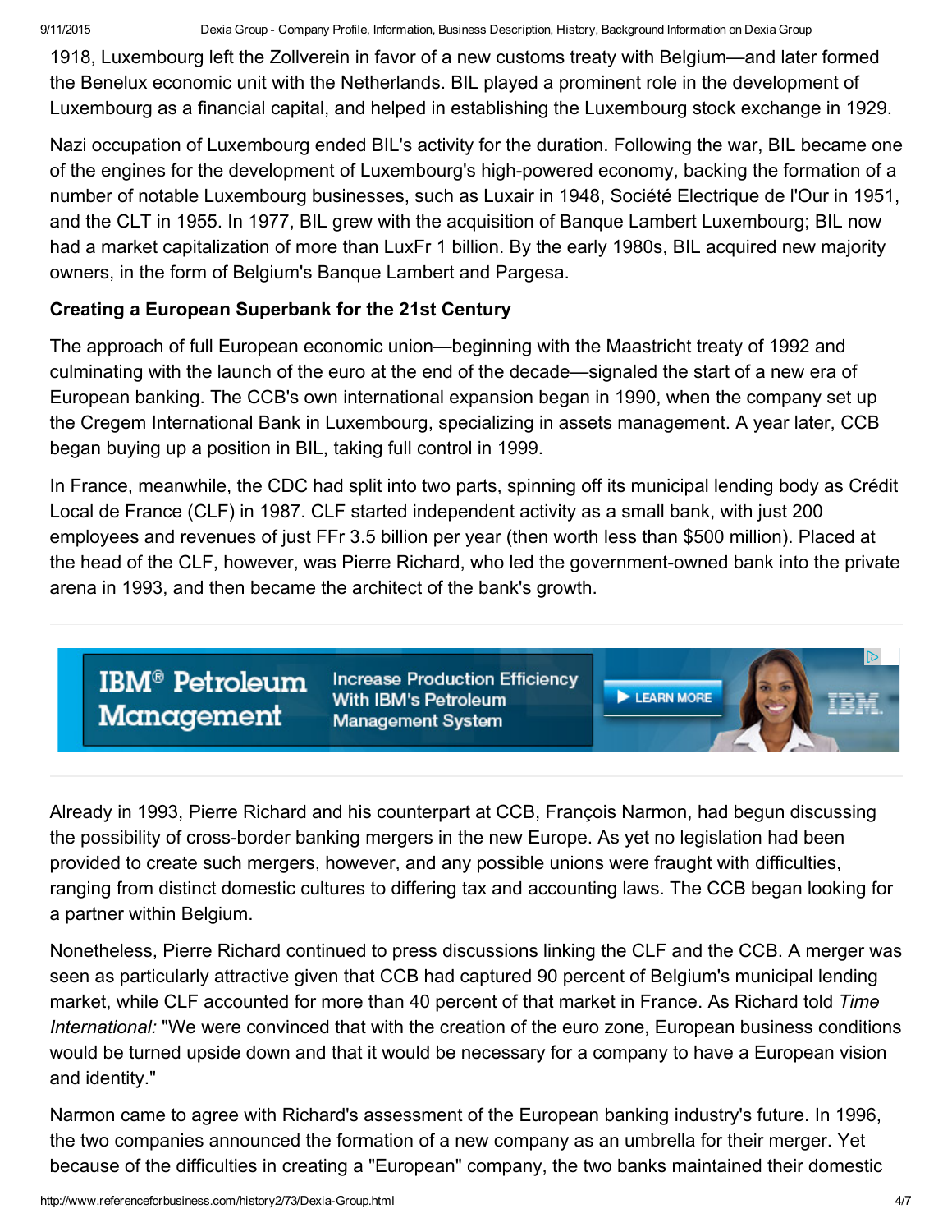1918, Luxembourg left the Zollverein in favor of a new customs treaty with Belgium—and later formed the Benelux economic unit with the Netherlands. BIL played a prominent role in the development of Luxembourg as a financial capital, and helped in establishing the Luxembourg stock exchange in 1929.

Nazi occupation of Luxembourg ended BIL's activity for the duration. Following the war, BIL became one of the engines for the development of Luxembourg's high-powered economy, backing the formation of a number of notable Luxembourg businesses, such as Luxair in 1948, Société Electrique de l'Our in 1951, and the CLT in 1955. In 1977, BIL grew with the acquisition of Banque Lambert Luxembourg; BIL now had a market capitalization of more than LuxFr 1 billion. By the early 1980s, BIL acquired new majority owners, in the form of Belgium's Banque Lambert and Pargesa.

### Creating a European Superbank for the 21st Century

The approach of full European economic union—beginning with the Maastricht treaty of 1992 and culminating with the launch of the euro at the end of the decade—signaled the start of a new era of European banking. The CCB's own international expansion began in 1990, when the company set up the Cregem International Bank in Luxembourg, specializing in assets management. A year later, CCB began buying up a position in BIL, taking full control in 1999.

In France, meanwhile, the CDC had split into two parts, spinning off its municipal lending body as Crédit Local de France (CLF) in 1987. CLF started independent activity as a small bank, with just 200 employees and revenues of just FFr 3.5 billion per year (then worth less than $500 million). Placed at the head of the CLF, however, was Pierre Richard, who led the government-owned bank into the private arena in 1993, and then became the architect of the bank's growth.

Already in 1993, Pierre Richard and his counterpart at CCB, François Narmon, had begun discussing the possibility of cross-border banking mergers in the new Europe. As yet no legislation had been provided to create such mergers, however, and any possible unions were fraught with difficulties, ranging from distinct domestic cultures to differing tax and accounting laws. The CCB began looking for a partner within Belgium.

Nonetheless, Pierre Richard continued to press discussions linking the CLF and the CCB. A merger was seen as particularly attractive given that CCB had captured 90 percent of Belgium's municipal lending market, while CLF accounted for more than 40 percent of that market in France. As Richard told *Time International:* "We were convinced that with the creation of the euro zone, European business conditions would be turned upside down and that it would be necessary for a company to have a European vision and identity."

Narmon came to agree with Richard's assessment of the European banking industry's future. In 1996, the two companies announced the formation of a new company as an umbrella for their merger. Yet because of the difficulties in creating a "European" company, the two banks maintained their domestic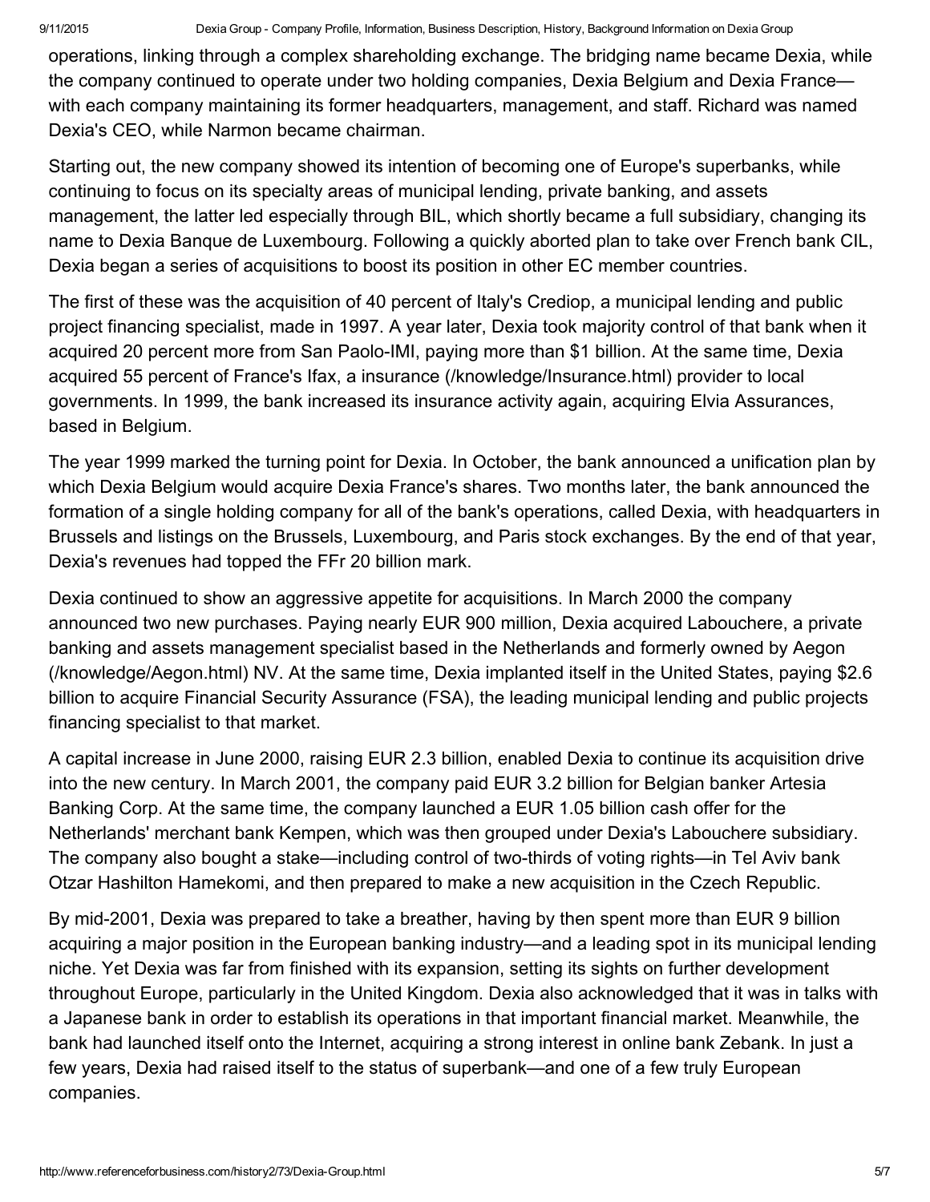operations, linking through a complex shareholding exchange. The bridging name became Dexia, while the company continued to operate under two holding companies, Dexia Belgium and Dexia France—with each company maintaining its former headquarters, management, and staff. Richard was named Dexia's CEO, while Narmon became chairman.

Starting out, the new company showed its intention of becoming one of Europe's superbanks, while continuing to focus on its specialty areas of municipal lending, private banking, and assets management, the latter led especially through BIL, which shortly became a full subsidiary, changing its name to Dexia Banque de Luxembourg. Following a quickly aborted plan to take over French bank CIL, Dexia began a series of acquisitions to boost its position in other EC member countries.

The first of these was the acquisition of 40 percent of Italy's Crediop, a municipal lending and public project financing specialist, made in 1997. A year later, Dexia took majority control of that bank when it acquired 20 percent more from San Paolo-IMI, paying more than $1 billion. At the same time, Dexia acquired 55 percent of France's Ifax, a insurance (/knowledge/Insurance.html) provider to local governments. In 1999, the bank increased its insurance activity again, acquiring Elvia Assurances, based in Belgium.

The year 1999 marked the turning point for Dexia. In October, the bank announced a unification plan by which Dexia Belgium would acquire Dexia France's shares. Two months later, the bank announced the formation of a single holding company for all of the bank's operations, called Dexia, with headquarters in Brussels and listings on the Brussels, Luxembourg, and Paris stock exchanges. By the end of that year, Dexia's revenues had topped the FFr 20 billion mark.

Dexia continued to show an aggressive appetite for acquisitions. In March 2000 the company announced two new purchases. Paying nearly EUR 900 million, Dexia acquired Labouchere, a private banking and assets management specialist based in the Netherlands and formerly owned by Aegon (/knowledge/Aegon.html) NV. At the same time, Dexia implanted itself in the United States, paying $2.6 billion to acquire Financial Security Assurance (FSA), the leading municipal lending and public projects financing specialist to that market.

A capital increase in June 2000, raising EUR 2.3 billion, enabled Dexia to continue its acquisition drive into the new century. In March 2001, the company paid EUR 3.2 billion for Belgian banker Artesia Banking Corp. At the same time, the company launched a EUR 1.05 billion cash offer for the Netherlands' merchant bank Kempen, which was then grouped under Dexia's Labouchere subsidiary. The company also bought a stake—including control of two-thirds of voting rights—in Tel Aviv bank Otzar Hashilton Hamekomi, and then prepared to make a new acquisition in the Czech Republic.

By mid-2001, Dexia was prepared to take a breather, having by then spent more than EUR 9 billion acquiring a major position in the European banking industry—and a leading spot in its municipal lending niche. Yet Dexia was far from finished with its expansion, setting its sights on further development throughout Europe, particularly in the United Kingdom. Dexia also acknowledged that it was in talks with a Japanese bank in order to establish its operations in that important financial market. Meanwhile, the bank had launched itself onto the Internet, acquiring a strong interest in online bank Zebank. In just a few years, Dexia had raised itself to the status of superbank—and one of a few truly European companies.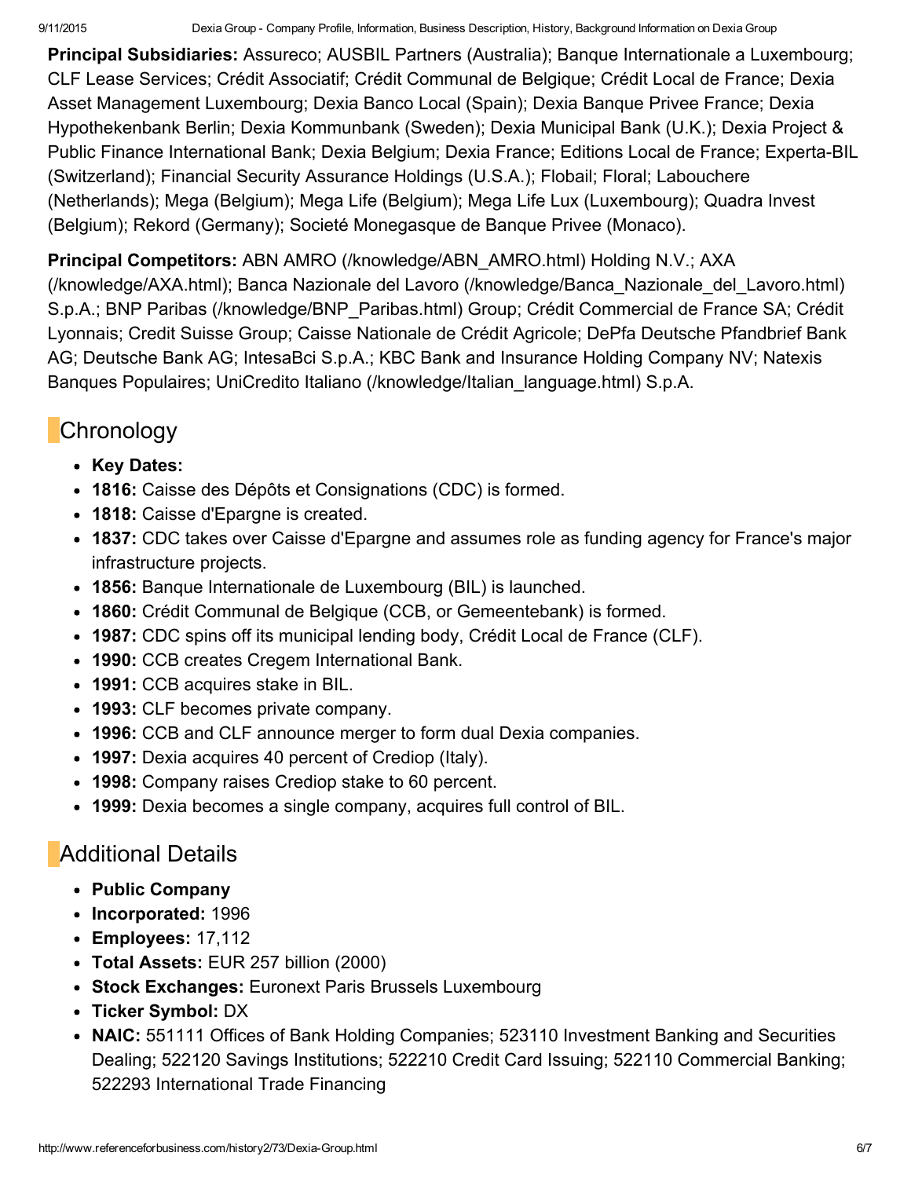**Principal Subsidiaries:** Assureco; AUSBIL Partners (Australia); Banque Internationale a Luxembourg; CLF Lease Services; Crédit Associatif; Crédit Communal de Belgique; Crédit Local de France; Dexia Asset Management Luxembourg; Dexia Banco Local (Spain); Dexia Banque Privee France; Dexia Hypothekenbank Berlin; Dexia Kommunbank (Sweden); Dexia Municipal Bank (U.K.); Dexia Project & Public Finance International Bank; Dexia Belgium; Dexia France; Editions Local de France; Experta-BIL (Switzerland); Financial Security Assurance Holdings (U.S.A.); Flobail; Floral; Labouchere (Netherlands); Mega (Belgium); Mega Life (Belgium); Mega Life Lux (Luxembourg); Quadra Invest (Belgium); Rekord (Germany); Societé Monegasque de Banque Privee (Monaco).

**Principal Competitors:** ABN AMRO (/knowledge/ABN_AMRO.html) Holding N.V.; AXA (/knowledge/AXA.html); Banca Nazionale del Lavoro (/knowledge/Banca_Nazionale_del_Lavoro.html) S.p.A.; BNP Paribas (/knowledge/BNP_Paribas.html) Group; Crédit Commercial de France SA; Crédit Lyonnais; Credit Suisse Group; Caisse Nationale de Crédit Agricole; DePfa Deutsche Pfandbrief Bank AG; Deutsche Bank AG; IntesaBci S.p.A.; KBC Bank and Insurance Holding Company NV; Natexis Banques Populaires; UniCredito Italiano (/knowledge/Italian_language.html) S.p.A.

## Chronology

- **Key Dates:**
- **1816:** Caisse des Dépôts et Consignations (CDC) is formed.
- **1818:** Caisse d'Epargne is created.
- **1837:** CDC takes over Caisse d'Epargne and assumes role as funding agency for France's major infrastructure projects.
- **1856:** Banque Internationale de Luxembourg (BIL) is launched.
- **1860:** Crédit Communal de Belgique (CCB, or Gemeentebank) is formed.
- **1987:** CDC spins off its municipal lending body, Crédit Local de France (CLF).
- **1990:** CCB creates Cregem International Bank.
- **1991:** CCB acquires stake in BIL.
- **1993:** CLF becomes private company.
- **1996:** CCB and CLF announce merger to form dual Dexia companies.
- **1997:** Dexia acquires 40 percent of Crediop (Italy).
- **1998:** Company raises Crediop stake to 60 percent.
- **1999:** Dexia becomes a single company, acquires full control of BIL.

## Additional Details

- **Public Company**
- **Incorporated:** 1996
- **Employees:** 17,112
- **Total Assets:** EUR 257 billion (2000)
- **Stock Exchanges:** Euronext Paris Brussels Luxembourg
- **Ticker Symbol:** DX
- **NAIC:** 551111 Offices of Bank Holding Companies; 523110 Investment Banking and Securities Dealing; 522120 Savings Institutions; 522210 Credit Card Issuing; 522110 Commercial Banking; 522293 International Trade Financing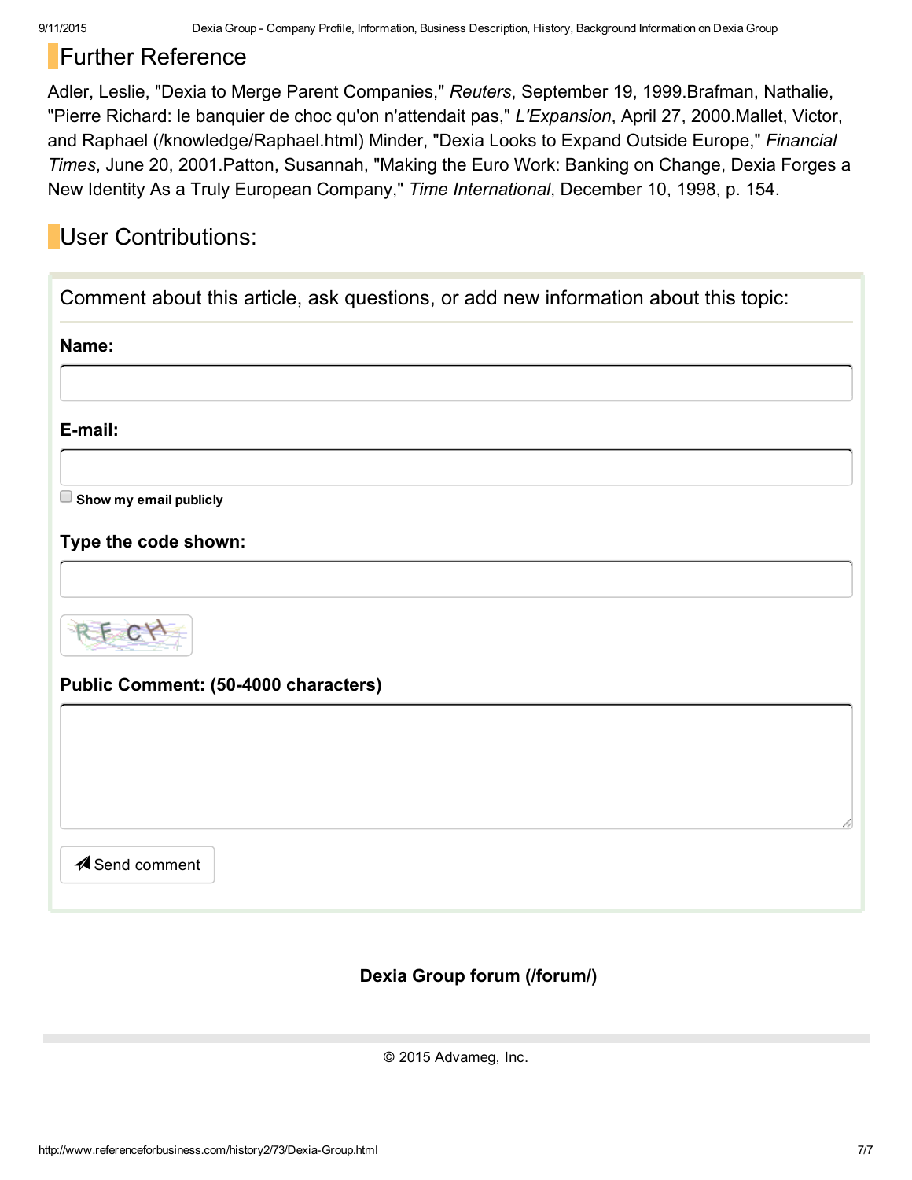## Further Reference

Adler, Leslie, "Dexia to Merge Parent Companies," *Reuters*, September 19, 1999.Brafman, Nathalie, "Pierre Richard: le banquier de choc qu'on n'attendait pas," *L'Expansion*, April 27, 2000.Mallet, Victor, and Raphael (/knowledge/Raphael.html) Minder, "Dexia Looks to Expand Outside Europe," *Financial Times*, June 20, 2001.Patton, Susannah, "Making the Euro Work: Banking on Change, Dexia Forges a New Identity As a Truly European Company," *Time International*, December 10, 1998, p. 154.

## User Contributions:

Comment about this article, ask questions, or add new information about this topic:

**Name:**

**E-mail:**

**Show my email publicly**

**Type the code shown:**

**Public Comment: (50-4000 characters)**

Send comment

**Dexia Group forum (/forum/)**

© 2015 Advameg, Inc.